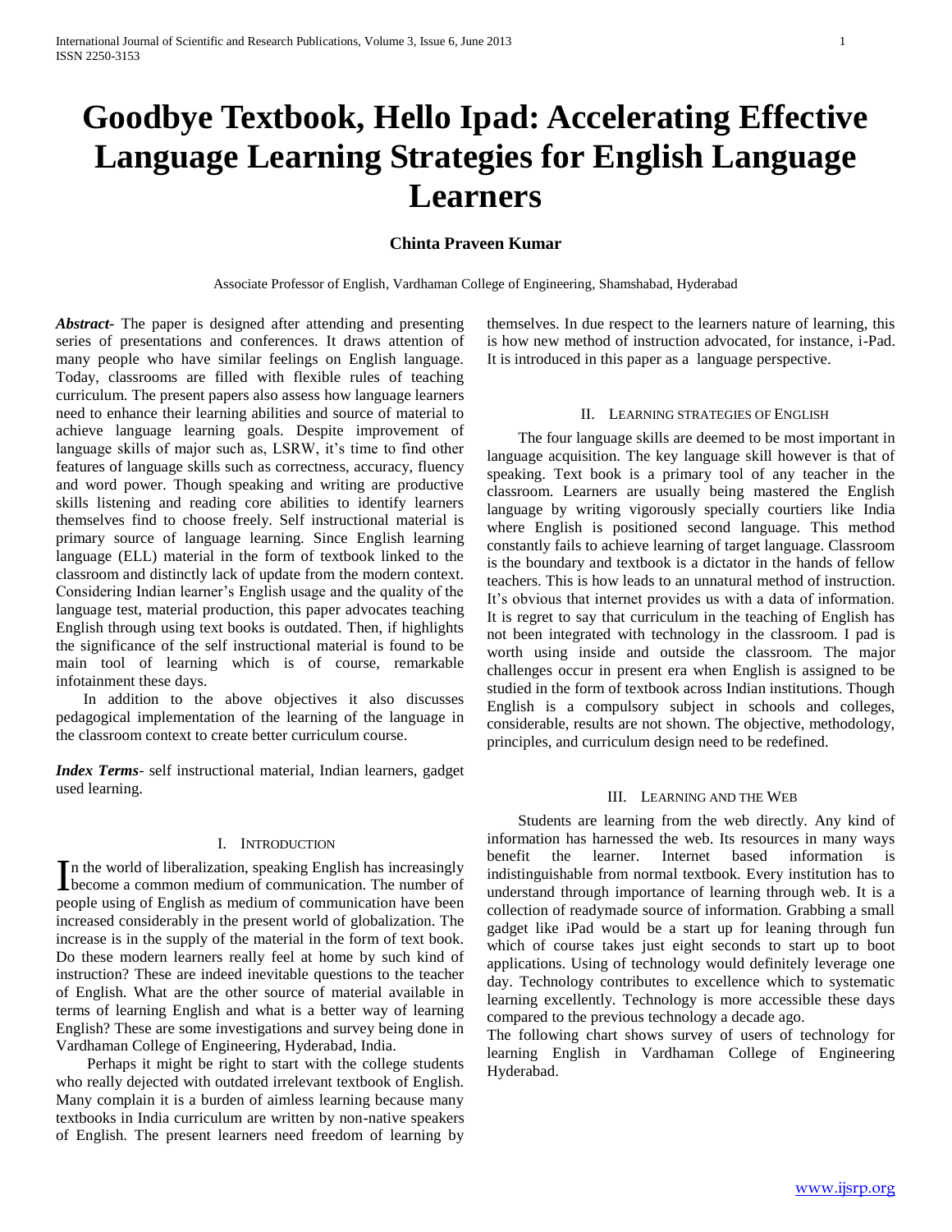# Goodbye Textbook, Hello Ipad: Accelerating Effective Language Learning Strategies for English Language Learners

**Chinta Praveen Kumar**

Associate Professor of English, Vardhaman College of Engineering, Shamshabad, Hyderabad

***Abstract-*** The paper is designed after attending and presenting series of presentations and conferences. It draws attention of many people who have similar feelings on English language. Today, classrooms are filled with flexible rules of teaching curriculum. The present papers also assess how language learners need to enhance their learning abilities and source of material to achieve language learning goals. Despite improvement of language skills of major such as, LSRW, it's time to find other features of language skills such as correctness, accuracy, fluency and word power. Though speaking and writing are productive skills listening and reading core abilities to identify learners themselves find to choose freely. Self instructional material is primary source of language learning. Since English learning language (ELL) material in the form of textbook linked to the classroom and distinctly lack of update from the modern context. Considering Indian learner's English usage and the quality of the language test, material production, this paper advocates teaching English through using text books is outdated. Then, if highlights the significance of the self instructional material is found to be main tool of learning which is of course, remarkable infotainment these days.

In addition to the above objectives it also discusses pedagogical implementation of the learning of the language in the classroom context to create better curriculum course.

***Index Terms*-** self instructional material, Indian learners, gadget used learning.

## I. Introduction

In the world of liberalization, speaking English has increasingly become a common medium of communication. The number of people using of English as medium of communication have been increased considerably in the present world of globalization. The increase is in the supply of the material in the form of text book. Do these modern learners really feel at home by such kind of instruction? These are indeed inevitable questions to the teacher of English. What are the other source of material available in terms of learning English and what is a better way of learning English? These are some investigations and survey being done in Vardhaman College of Engineering, Hyderabad, India.

Perhaps it might be right to start with the college students who really dejected with outdated irrelevant textbook of English. Many complain it is a burden of aimless learning because many textbooks in India curriculum are written by non-native speakers of English. The present learners need freedom of learning by themselves. In due respect to the learners nature of learning, this is how new method of instruction advocated, for instance, i-Pad. It is introduced in this paper as a language perspective.

## II. Learning strategies of English

The four language skills are deemed to be most important in language acquisition. The key language skill however is that of speaking. Text book is a primary tool of any teacher in the classroom. Learners are usually being mastered the English language by writing vigorously specially courtiers like India where English is positioned second language. This method constantly fails to achieve learning of target language. Classroom is the boundary and textbook is a dictator in the hands of fellow teachers. This is how leads to an unnatural method of instruction. It's obvious that internet provides us with a data of information. It is regret to say that curriculum in the teaching of English has not been integrated with technology in the classroom. I pad is worth using inside and outside the classroom. The major challenges occur in present era when English is assigned to be studied in the form of textbook across Indian institutions. Though English is a compulsory subject in schools and colleges, considerable, results are not shown. The objective, methodology, principles, and curriculum design need to be redefined.

## III. Learning and the Web

Students are learning from the web directly. Any kind of information has harnessed the web. Its resources in many ways benefit the learner. Internet based information is indistinguishable from normal textbook. Every institution has to understand through importance of learning through web. It is a collection of readymade source of information. Grabbing a small gadget like iPad would be a start up for leaning through fun which of course takes just eight seconds to start up to boot applications. Using of technology would definitely leverage one day. Technology contributes to excellence which to systematic learning excellently. Technology is more accessible these days compared to the previous technology a decade ago.

The following chart shows survey of users of technology for learning English in Vardhaman College of Engineering Hyderabad.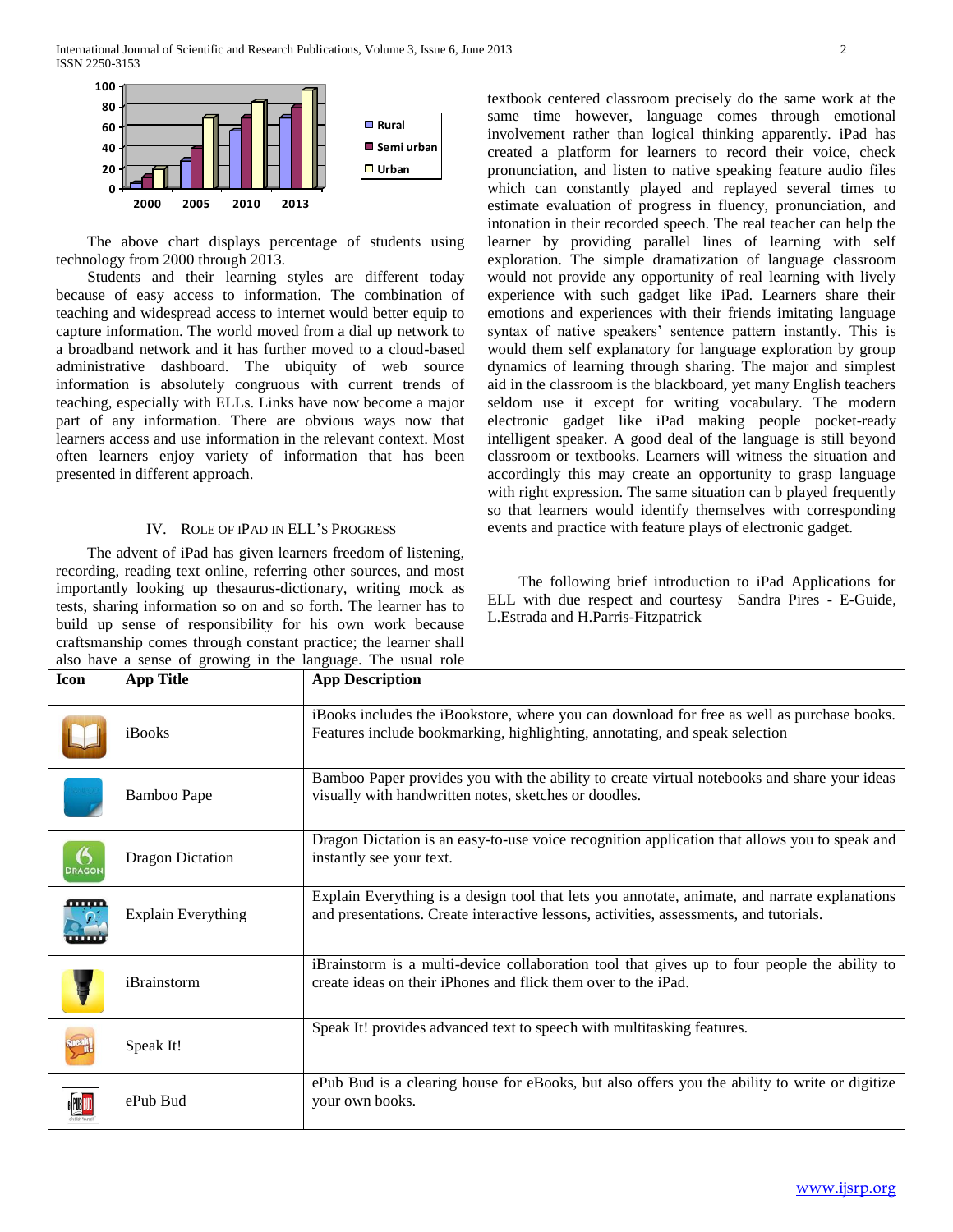The above chart displays percentage of students using technology from 2000 through 2013.

Students and their learning styles are different today because of easy access to information. The combination of teaching and widespread access to internet would better equip to capture information. The world moved from a dial up network to a broadband network and it has further moved to a cloud-based administrative dashboard. The ubiquity of web source information is absolutely congruous with current trends of teaching, especially with ELLs. Links have now become a major part of any information. There are obvious ways now that learners access and use information in the relevant context. Most often learners enjoy variety of information that has been presented in different approach.

## IV. Role of iPad in ELL's Progress

The advent of iPad has given learners freedom of listening, recording, reading text online, referring other sources, and most importantly looking up thesaurus-dictionary, writing mock as tests, sharing information so on and so forth. The learner has to build up sense of responsibility for his own work because craftsmanship comes through constant practice; the learner shall also have a sense of growing in the language. The usual role textbook centered classroom precisely do the same work at the same time however, language comes through emotional involvement rather than logical thinking apparently. iPad has created a platform for learners to record their voice, check pronunciation, and listen to native speaking feature audio files which can constantly played and replayed several times to estimate evaluation of progress in fluency, pronunciation, and intonation in their recorded speech. The real teacher can help the learner by providing parallel lines of learning with self exploration. The simple dramatization of language classroom would not provide any opportunity of real learning with lively experience with such gadget like iPad. Learners share their emotions and experiences with their friends imitating language syntax of native speakers' sentence pattern instantly. This is would them self explanatory for language exploration by group dynamics of learning through sharing. The major and simplest aid in the classroom is the blackboard, yet many English teachers seldom use it except for writing vocabulary. The modern electronic gadget like iPad making people pocket-ready intelligent speaker. A good deal of the language is still beyond classroom or textbooks. Learners will witness the situation and accordingly this may create an opportunity to grasp language with right expression. The same situation can b played frequently so that learners would identify themselves with corresponding events and practice with feature plays of electronic gadget.

The following brief introduction to iPad Applications for ELL with due respect and courtesy Sandra Pires - E-Guide, L.Estrada and H.Parris-Fitzpatrick

| Icon | App Title | App Description |
|---|---|---|
| | iBooks | iBooks includes the iBookstore, where you can download for free as well as purchase books. Features include bookmarking, highlighting, annotating, and speak selection |
| | Bamboo Pape | Bamboo Paper provides you with the ability to create virtual notebooks and share your ideas visually with handwritten notes, sketches or doodles. |
| | Dragon Dictation | Dragon Dictation is an easy-to-use voice recognition application that allows you to speak and instantly see your text. |
| | Explain Everything | Explain Everything is a design tool that lets you annotate, animate, and narrate explanations and presentations. Create interactive lessons, activities, assessments, and tutorials. |
| | iBrainstorm | iBrainstorm is a multi-device collaboration tool that gives up to four people the ability to create ideas on their iPhones and flick them over to the iPad. |
| | Speak It! | Speak It! provides advanced text to speech with multitasking features. |
| | ePub Bud | ePub Bud is a clearing house for eBooks, but also offers you the ability to write or digitize your own books. |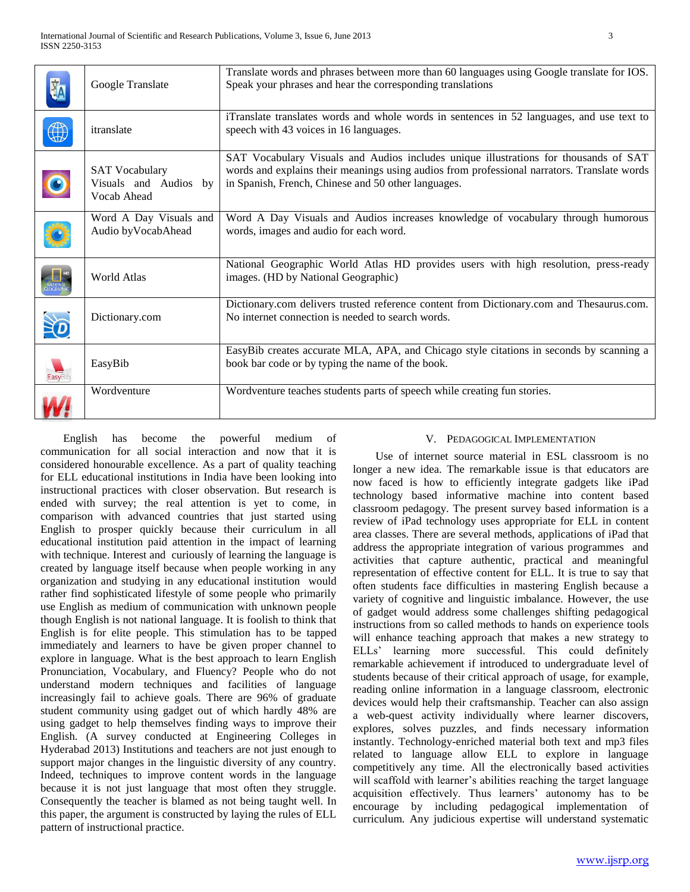| | | |
|---|---|---|
| | Google Translate | Translate words and phrases between more than 60 languages using Google translate for IOS. Speak your phrases and hear the corresponding translations |
| | itranslate | iTranslate translates words and whole words in sentences in 52 languages, and use text to speech with 43 voices in 16 languages. |
| | SAT Vocabulary Visuals and Audios by Vocab Ahead | SAT Vocabulary Visuals and Audios includes unique illustrations for thousands of SAT words and explains their meanings using audios from professional narrators. Translate words in Spanish, French, Chinese and 50 other languages. |
| | Word A Day Visuals and Audio byVocabAhead | Word A Day Visuals and Audios increases knowledge of vocabulary through humorous words, images and audio for each word. |
| | World Atlas | National Geographic World Atlas HD provides users with high resolution, press-ready images. (HD by National Geographic) |
| | Dictionary.com | Dictionary.com delivers trusted reference content from Dictionary.com and Thesaurus.com. No internet connection is needed to search words. |
| | EasyBib | EasyBib creates accurate MLA, APA, and Chicago style citations in seconds by scanning a book bar code or by typing the name of the book. |
| | Wordventure | Wordventure teaches students parts of speech while creating fun stories. |

English has become the powerful medium of communication for all social interaction and now that it is considered honourable excellence. As a part of quality teaching for ELL educational institutions in India have been looking into instructional practices with closer observation. But research is ended with survey; the real attention is yet to come, in comparison with advanced countries that just started using English to prosper quickly because their curriculum in all educational institution paid attention in the impact of learning with technique. Interest and curiously of learning the language is created by language itself because when people working in any organization and studying in any educational institution would rather find sophisticated lifestyle of some people who primarily use English as medium of communication with unknown people though English is not national language. It is foolish to think that English is for elite people. This stimulation has to be tapped immediately and learners to have be given proper channel to explore in language. What is the best approach to learn English Pronunciation, Vocabulary, and Fluency? People who do not understand modern techniques and facilities of language increasingly fail to achieve goals. There are 96% of graduate student community using gadget out of which hardly 48% are using gadget to help themselves finding ways to improve their English. (A survey conducted at Engineering Colleges in Hyderabad 2013) Institutions and teachers are not just enough to support major changes in the linguistic diversity of any country. Indeed, techniques to improve content words in the language because it is not just language that most often they struggle. Consequently the teacher is blamed as not being taught well. In this paper, the argument is constructed by laying the rules of ELL pattern of instructional practice.

## V. Pedagogical Implementation

Use of internet source material in ESL classroom is no longer a new idea. The remarkable issue is that educators are now faced is how to efficiently integrate gadgets like iPad technology based informative machine into content based classroom pedagogy. The present survey based information is a review of iPad technology uses appropriate for ELL in content area classes. There are several methods, applications of iPad that address the appropriate integration of various programmes and activities that capture authentic, practical and meaningful representation of effective content for ELL. It is true to say that often students face difficulties in mastering English because a variety of cognitive and linguistic imbalance. However, the use of gadget would address some challenges shifting pedagogical instructions from so called methods to hands on experience tools will enhance teaching approach that makes a new strategy to ELLs' learning more successful. This could definitely remarkable achievement if introduced to undergraduate level of students because of their critical approach of usage, for example, reading online information in a language classroom, electronic devices would help their craftsmanship. Teacher can also assign a web-quest activity individually where learner discovers, explores, solves puzzles, and finds necessary information instantly. Technology-enriched material both text and mp3 files related to language allow ELL to explore in language competitively any time. All the electronically based activities will scaffold with learner's abilities reaching the target language acquisition effectively. Thus learners' autonomy has to be encourage by including pedagogical implementation of curriculum. Any judicious expertise will understand systematic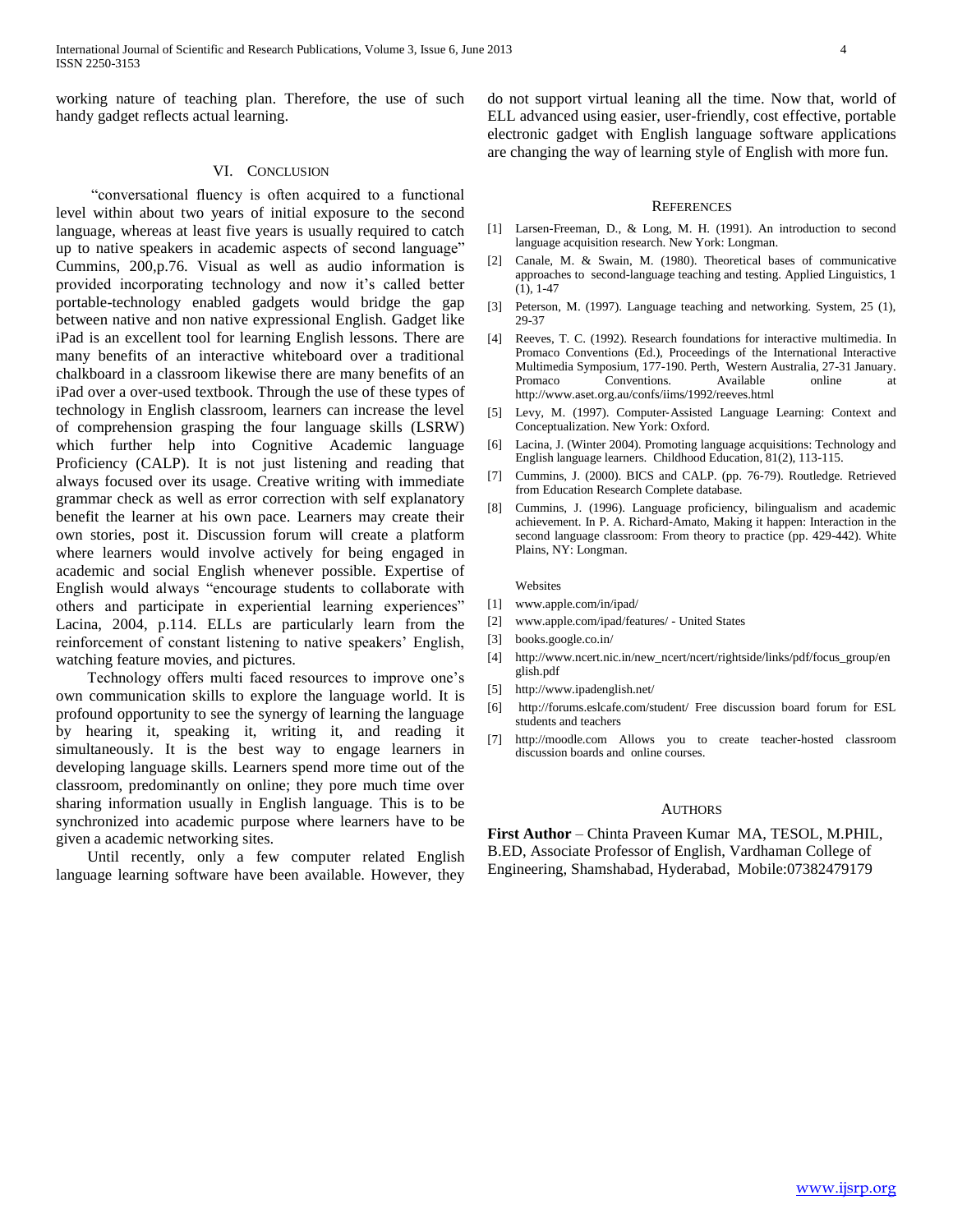working nature of teaching plan. Therefore, the use of such handy gadget reflects actual learning.

## VI. Conclusion

"conversational fluency is often acquired to a functional level within about two years of initial exposure to the second language, whereas at least five years is usually required to catch up to native speakers in academic aspects of second language" Cummins, 200,p.76. Visual as well as audio information is provided incorporating technology and now it's called better portable-technology enabled gadgets would bridge the gap between native and non native expressional English. Gadget like iPad is an excellent tool for learning English lessons. There are many benefits of an interactive whiteboard over a traditional chalkboard in a classroom likewise there are many benefits of an iPad over a over-used textbook. Through the use of these types of technology in English classroom, learners can increase the level of comprehension grasping the four language skills (LSRW) which further help into Cognitive Academic language Proficiency (CALP). It is not just listening and reading that always focused over its usage. Creative writing with immediate grammar check as well as error correction with self explanatory benefit the learner at his own pace. Learners may create their own stories, post it. Discussion forum will create a platform where learners would involve actively for being engaged in academic and social English whenever possible. Expertise of English would always "encourage students to collaborate with others and participate in experiential learning experiences" Lacina, 2004, p.114. ELLs are particularly learn from the reinforcement of constant listening to native speakers' English, watching feature movies, and pictures.

Technology offers multi faced resources to improve one's own communication skills to explore the language world. It is profound opportunity to see the synergy of learning the language by hearing it, speaking it, writing it, and reading it simultaneously. It is the best way to engage learners in developing language skills. Learners spend more time out of the classroom, predominantly on online; they pore much time over sharing information usually in English language. This is to be synchronized into academic purpose where learners have to be given a academic networking sites.

Until recently, only a few computer related English language learning software have been available. However, they do not support virtual leaning all the time. Now that, world of ELL advanced using easier, user-friendly, cost effective, portable electronic gadget with English language software applications are changing the way of learning style of English with more fun.

## References

[1] Larsen-Freeman, D., & Long, M. H. (1991). An introduction to second language acquisition research. New York: Longman.

[2] Canale, M. & Swain, M. (1980). Theoretical bases of communicative approaches to second-language teaching and testing. Applied Linguistics, 1 (1), 1-47

[3] Peterson, M. (1997). Language teaching and networking. System, 25 (1), 29-37

[4] Reeves, T. C. (1992). Research foundations for interactive multimedia. In Promaco Conventions (Ed.), Proceedings of the International Interactive Multimedia Symposium, 177-190. Perth, Western Australia, 27-31 January. Promaco Conventions. Available online at http://www.aset.org.au/confs/iims/1992/reeves.html

[5] Levy, M. (1997). Computer-Assisted Language Learning: Context and Conceptualization. New York: Oxford.

[6] Lacina, J. (Winter 2004). Promoting language acquisitions: Technology and English language learners. Childhood Education, 81(2), 113-115.

[7] Cummins, J. (2000). BICS and CALP. (pp. 76-79). Routledge. Retrieved from Education Research Complete database.

[8] Cummins, J. (1996). Language proficiency, bilingualism and academic achievement. In P. A. Richard-Amato, Making it happen: Interaction in the second language classroom: From theory to practice (pp. 429-442). White Plains, NY: Longman.

Websites

[1] www.apple.com/in/ipad/

[2] www.apple.com/ipad/features/ - United States

[3] books.google.co.in/

[4] http://www.ncert.nic.in/new_ncert/ncert/rightside/links/pdf/focus_group/english.pdf

[5] http://www.ipadenglish.net/

[6] http://forums.eslcafe.com/student/ Free discussion board forum for ESL students and teachers

[7] http://moodle.com Allows you to create teacher-hosted classroom discussion boards and online courses.

## Authors

**First Author** – Chinta Praveen Kumar MA, TESOL, M.PHIL, B.ED, Associate Professor of English, Vardhaman College of Engineering, Shamshabad, Hyderabad, Mobile:07382479179